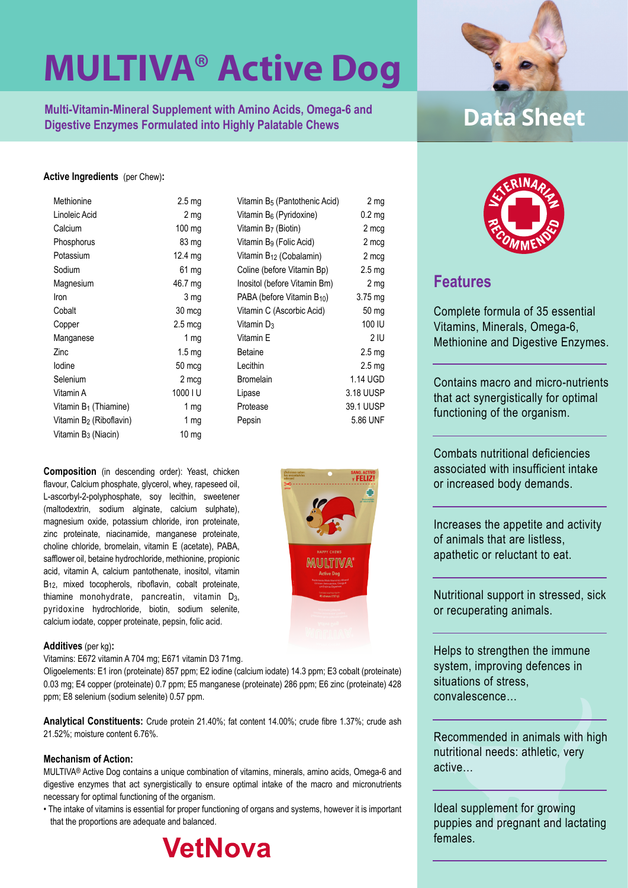# MULTIVA® Active Dog

**Multi-Vitamin-Mineral Supplement with Amino Acids, Omega-6 and Digestive Enzymes Formulated into Highly Palatable Chews**

## Data Sheet

**Active Ingredients** (per Chew)**:**

| | | | |
|---|---|---|---|
| Methionine | 2.5 mg | Vitamin $B_5$ (Pantothenic Acid) | 2 mg |
| Linoleic Acid | 2 mg | Vitamin $B_6$ (Pyridoxine) | 0.2 mg |
| Calcium | 100 mg | Vitamin $B_7$ (Biotin) | 2 mcg |
| Phosphorus | 83 mg | Vitamin $B_9$ (Folic Acid) | 2 mcg |
| Potassium | 12.4 mg | Vitamin $B_{12}$ (Cobalamin) | 2 mcg |
| Sodium | 61 mg | Coline (before Vitamin Bp) | 2.5 mg |
| Magnesium | 46.7 mg | Inositol (before Vitamin Bm) | 2 mg |
| Iron | 3 mg | PABA (before Vitamin $B_{10}$) | 3.75 mg |
| Cobalt | 30 mcg | Vitamin C (Ascorbic Acid) | 50 mg |
| Copper | 2.5 mcg | Vitamin $D_3$ | 100 IU |
| Manganese | 1 mg | Vitamin E | 2 IU |
| Zinc | 1.5 mg | Betaine | 2.5 mg |
| Iodine | 50 mcg | Lecithin | 2.5 mg |
| Selenium | 2 mcg | Bromelain | 1.14 UGD |
| Vitamin A | 1000 I U | Lipase | 3.18 UUSP |
| Vitamin $B_1$ (Thiamine) | 1 mg | Protease | 39.1 UUSP |
| Vitamin $B_2$ (Riboflavin) | 1 mg | Pepsin | 5.86 UNF |
| Vitamin $B_3$ (Niacin) | 10 mg | | |

**Composition** (in descending order): Yeast, chicken flavour, Calcium phosphate, glycerol, whey, rapeseed oil, L-ascorbyl-2-polyphosphate, soy lecithin, sweetener (maltodextrin, sodium alginate, calcium sulphate), magnesium oxide, potassium chloride, iron proteinate, zinc proteinate, niacinamide, manganese proteinate, choline chloride, bromelain, vitamin E (acetate), PABA, safflower oil, betaine hydrochloride, methionine, propionic acid, vitamin A, calcium pantothenate, inositol, vitamin $B_{12}$, mixed tocopherols, riboflavin, cobalt proteinate, thiamine monohydrate, pancreatin, vitamin $D_3$, pyridoxine hydrochloride, biotin, sodium selenite, calcium iodate, copper proteinate, pepsin, folic acid.

**Additives** (per kg)**:**

Vitamins: E672 vitamin A 704 mg; E671 vitamin D3 71mg.

Oligoelements: E1 iron (proteinate) 857 ppm; E2 iodine (calcium iodate) 14.3 ppm; E3 cobalt (proteinate) 0.03 mg; E4 copper (proteinate) 0.7 ppm; E5 manganese (proteinate) 286 ppm; E6 zinc (proteinate) 428 ppm; E8 selenium (sodium selenite) 0.57 ppm.

**Analytical Constituents:** Crude protein 21.40%; fat content 14.00%; crude fibre 1.37%; crude ash 21.52%; moisture content 6.76%.

**Mechanism of Action:**

MULTIVA® Active Dog contains a unique combination of vitamins, minerals, amino acids, Omega-6 and digestive enzymes that act synergistically to ensure optimal intake of the macro and micronutrients necessary for optimal functioning of the organism.

- The intake of vitamins is essential for proper functioning of organs and systems, however it is important that the proportions are adequate and balanced.

VetNova

## Features

Complete formula of 35 essential Vitamins, Minerals, Omega-6, Methionine and Digestive Enzymes.

Contains macro and micro-nutrients that act synergistically for optimal functioning of the organism.

Combats nutritional deficiencies associated with insufficient intake or increased body demands.

Increases the appetite and activity of animals that are listless, apathetic or reluctant to eat.

Nutritional support in stressed, sick or recuperating animals.

Helps to strengthen the immune system, improving defences in situations of stress, convalescence…

Recommended in animals with high nutritional needs: athletic, very active…

Ideal supplement for growing puppies and pregnant and lactating females.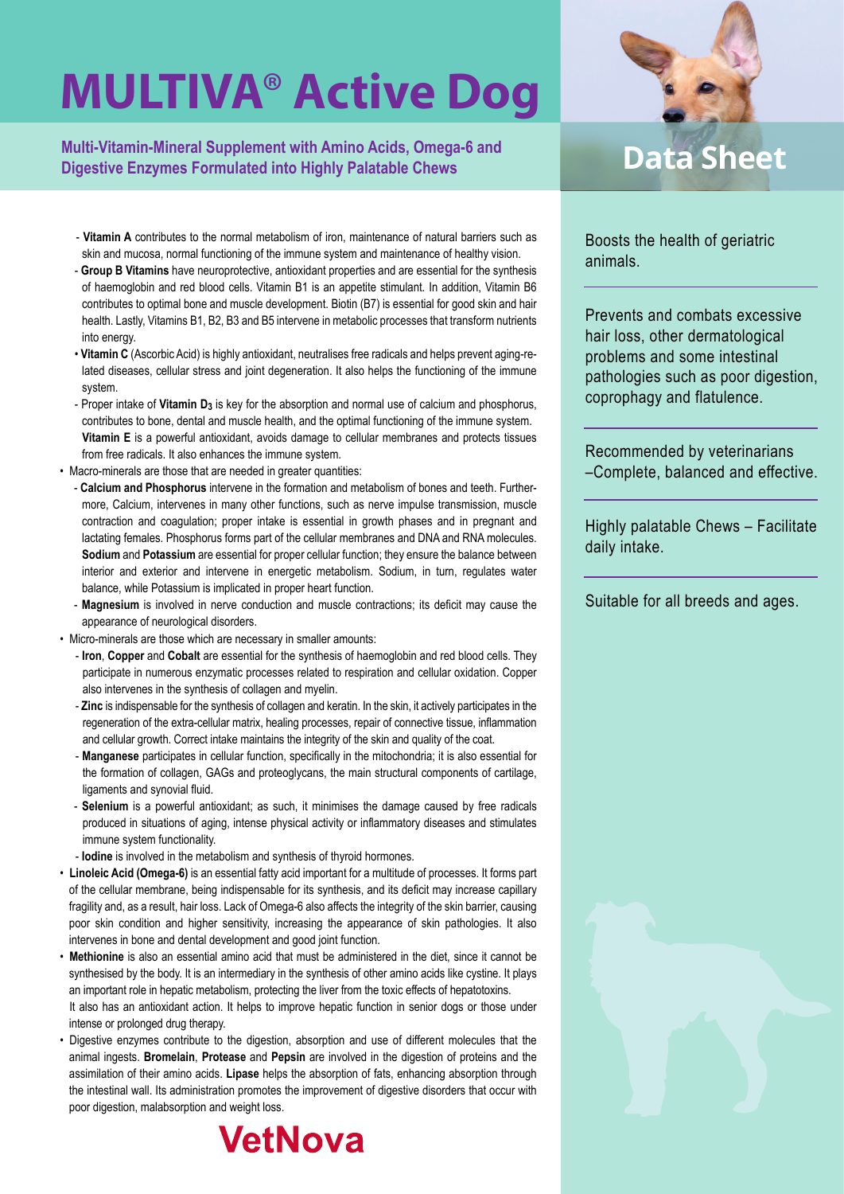# MULTIVA® Active Dog

**Multi-Vitamin-Mineral Supplement with Amino Acids, Omega-6 and Digestive Enzymes Formulated into Highly Palatable Chews**

## Data Sheet

- **Vitamin A** contributes to the normal metabolism of iron, maintenance of natural barriers such as skin and mucosa, normal functioning of the immune system and maintenance of healthy vision.
- **Group B Vitamins** have neuroprotective, antioxidant properties and are essential for the synthesis of haemoglobin and red blood cells. Vitamin B1 is an appetite stimulant. In addition, Vitamin B6 contributes to optimal bone and muscle development. Biotin (B7) is essential for good skin and hair health. Lastly, Vitamins B1, B2, B3 and B5 intervene in metabolic processes that transform nutrients into energy.
- **Vitamin C** (Ascorbic Acid) is highly antioxidant, neutralises free radicals and helps prevent aging-related diseases, cellular stress and joint degeneration. It also helps the functioning of the immune system.
- Proper intake of **Vitamin $D_3$** is key for the absorption and normal use of calcium and phosphorus, contributes to bone, dental and muscle health, and the optimal functioning of the immune system. **Vitamin E** is a powerful antioxidant, avoids damage to cellular membranes and protects tissues from free radicals. It also enhances the immune system.

- Macro-minerals are those that are needed in greater quantities:
  - **Calcium and Phosphorus** intervene in the formation and metabolism of bones and teeth. Furthermore, Calcium, intervenes in many other functions, such as nerve impulse transmission, muscle contraction and coagulation; proper intake is essential in growth phases and in pregnant and lactating females. Phosphorus forms part of the cellular membranes and DNA and RNA molecules. **Sodium** and **Potassium** are essential for proper cellular function; they ensure the balance between interior and exterior and intervene in energetic metabolism. Sodium, in turn, regulates water balance, while Potassium is implicated in proper heart function.
  - **Magnesium** is involved in nerve conduction and muscle contractions; its deficit may cause the appearance of neurological disorders.
- Micro-minerals are those which are necessary in smaller amounts:
  - **Iron**, **Copper** and **Cobalt** are essential for the synthesis of haemoglobin and red blood cells. They participate in numerous enzymatic processes related to respiration and cellular oxidation. Copper also intervenes in the synthesis of collagen and myelin.
  - **Zinc** is indispensable for the synthesis of collagen and keratin. In the skin, it actively participates in the regeneration of the extra-cellular matrix, healing processes, repair of connective tissue, inflammation and cellular growth. Correct intake maintains the integrity of the skin and quality of the coat.
  - **Manganese** participates in cellular function, specifically in the mitochondria; it is also essential for the formation of collagen, GAGs and proteoglycans, the main structural components of cartilage, ligaments and synovial fluid.
  - **Selenium** is a powerful antioxidant; as such, it minimises the damage caused by free radicals produced in situations of aging, intense physical activity or inflammatory diseases and stimulates immune system functionality.
  - **Iodine** is involved in the metabolism and synthesis of thyroid hormones.
- **Linoleic Acid (Omega-6)** is an essential fatty acid important for a multitude of processes. It forms part of the cellular membrane, being indispensable for its synthesis, and its deficit may increase capillary fragility and, as a result, hair loss. Lack of Omega-6 also affects the integrity of the skin barrier, causing poor skin condition and higher sensitivity, increasing the appearance of skin pathologies. It also intervenes in bone and dental development and good joint function.
- **Methionine** is also an essential amino acid that must be administered in the diet, since it cannot be synthesised by the body. It is an intermediary in the synthesis of other amino acids like cystine. It plays an important role in hepatic metabolism, protecting the liver from the toxic effects of hepatotoxins.
  It also has an antioxidant action. It helps to improve hepatic function in senior dogs or those under intense or prolonged drug therapy.
- Digestive enzymes contribute to the digestion, absorption and use of different molecules that the animal ingests. **Bromelain**, **Protease** and **Pepsin** are involved in the digestion of proteins and the assimilation of their amino acids. **Lipase** helps the absorption of fats, enhancing absorption through the intestinal wall. Its administration promotes the improvement of digestive disorders that occur with poor digestion, malabsorption and weight loss.

VetNova

Boosts the health of geriatric animals.

Prevents and combats excessive hair loss, other dermatological problems and some intestinal pathologies such as poor digestion, coprophagy and flatulence.

Recommended by veterinarians –Complete, balanced and effective.

Highly palatable Chews – Facilitate daily intake.

Suitable for all breeds and ages.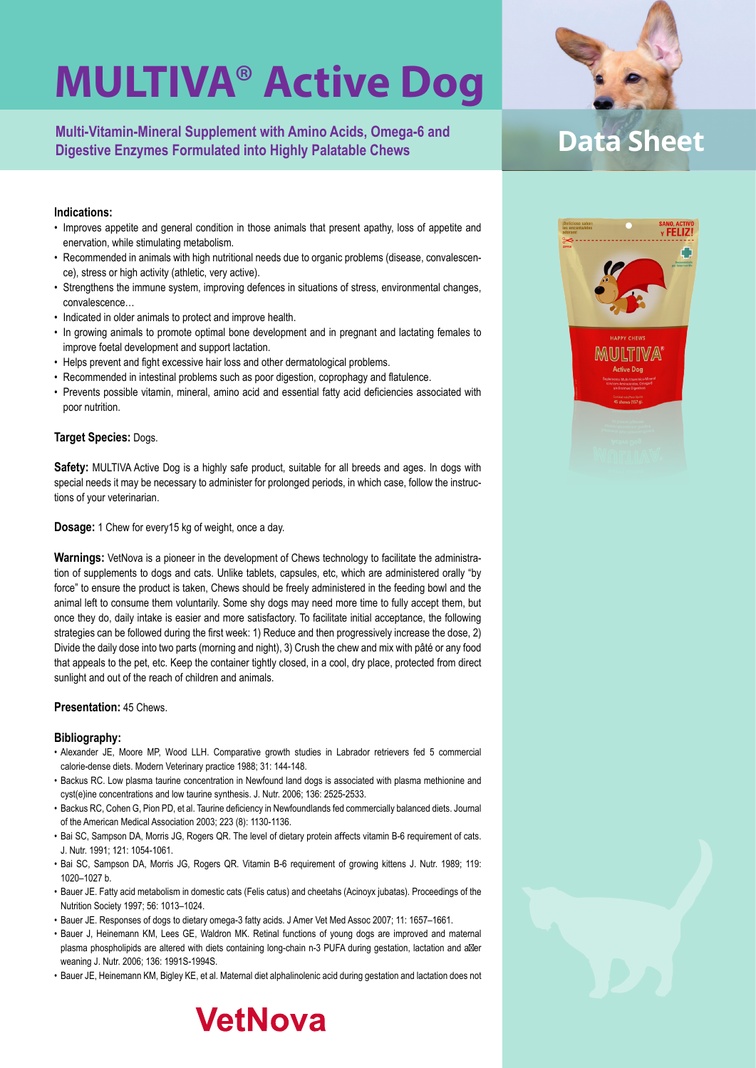# MULTIVA® Active Dog

**Multi-Vitamin-Mineral Supplement with Amino Acids, Omega-6 and Digestive Enzymes Formulated into Highly Palatable Chews**

## Data Sheet

**Indications:**

- Improves appetite and general condition in those animals that present apathy, loss of appetite and enervation, while stimulating metabolism.
- Recommended in animals with high nutritional needs due to organic problems (disease, convalescence), stress or high activity (athletic, very active).
- Strengthens the immune system, improving defences in situations of stress, environmental changes, convalescence…
- Indicated in older animals to protect and improve health.
- In growing animals to promote optimal bone development and in pregnant and lactating females to improve foetal development and support lactation.
- Helps prevent and fight excessive hair loss and other dermatological problems.
- Recommended in intestinal problems such as poor digestion, coprophagy and flatulence.
- Prevents possible vitamin, mineral, amino acid and essential fatty acid deficiencies associated with poor nutrition.

**Target Species:** Dogs.

**Safety:** MULTIVA Active Dog is a highly safe product, suitable for all breeds and ages. In dogs with special needs it may be necessary to administer for prolonged periods, in which case, follow the instructions of your veterinarian.

**Dosage:** 1 Chew for every15 kg of weight, once a day.

**Warnings:** VetNova is a pioneer in the development of Chews technology to facilitate the administration of supplements to dogs and cats. Unlike tablets, capsules, etc, which are administered orally "by force" to ensure the product is taken, Chews should be freely administered in the feeding bowl and the animal left to consume them voluntarily. Some shy dogs may need more time to fully accept them, but once they do, daily intake is easier and more satisfactory. To facilitate initial acceptance, the following strategies can be followed during the first week: 1) Reduce and then progressively increase the dose, 2) Divide the daily dose into two parts (morning and night), 3) Crush the chew and mix with pâté or any food that appeals to the pet, etc. Keep the container tightly closed, in a cool, dry place, protected from direct sunlight and out of the reach of children and animals.

**Presentation:** 45 Chews.

**Bibliography:**

- Alexander JE, Moore MP, Wood LLH. Comparative growth studies in Labrador retrievers fed 5 commercial calorie-dense diets. Modern Veterinary practice 1988; 31: 144-148.
- Backus RC. Low plasma taurine concentration in Newfound land dogs is associated with plasma methionine and cyst(e)ine concentrations and low taurine synthesis. J. Nutr. 2006; 136: 2525-2533.
- Backus RC, Cohen G, Pion PD, et al. Taurine deficiency in Newfoundlands fed commercially balanced diets. Journal of the American Medical Association 2003; 223 (8): 1130-1136.
- Bai SC, Sampson DA, Morris JG, Rogers QR. The level of dietary protein affects vitamin B-6 requirement of cats. J. Nutr. 1991; 121: 1054-1061.
- Bai SC, Sampson DA, Morris JG, Rogers QR. Vitamin B-6 requirement of growing kittens J. Nutr. 1989; 119: 1020–1027 b.
- Bauer JE. Fatty acid metabolism in domestic cats (Felis catus) and cheetahs (Acinoyx jubatas). Proceedings of the Nutrition Society 1997; 56: 1013–1024.
- Bauer JE. Responses of dogs to dietary omega-3 fatty acids. J Amer Vet Med Assoc 2007; 11: 1657–1661.
- Bauer J, Heinemann KM, Lees GE, Waldron MK. Retinal functions of young dogs are improved and maternal plasma phospholipids are altered with diets containing long-chain n-3 PUFA during gestation, lactation and after weaning J. Nutr. 2006; 136: 1991S-1994S.
- Bauer JE, Heinemann KM, Bigley KE, et al. Maternal diet alphalinolenic acid during gestation and lactation does not

VetNova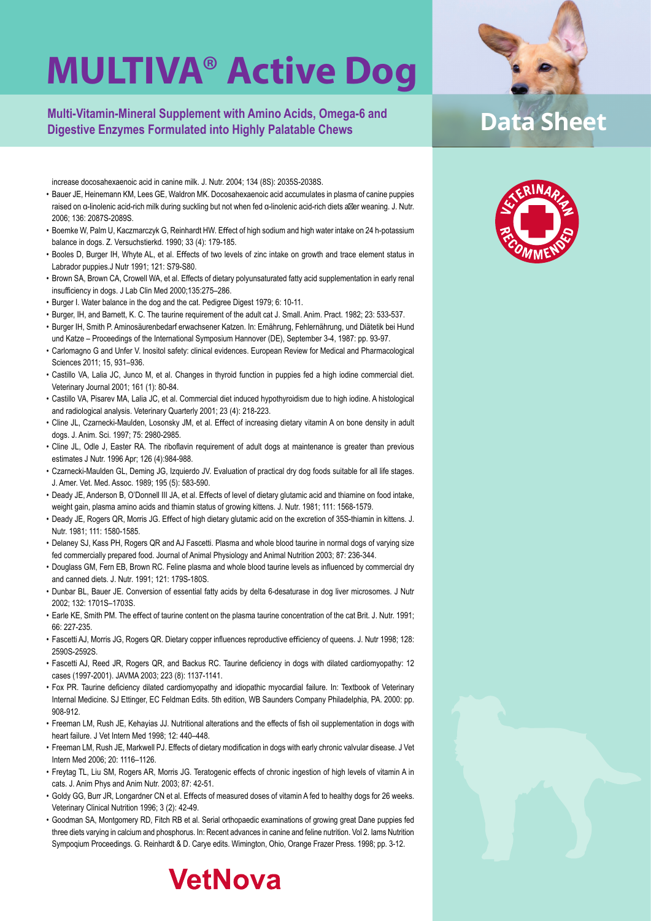increase docosahexaenoic acid in canine milk. J. Nutr. 2004; 134 (8S): 2035S-2038S.

- Bauer JE, Heinemann KM, Lees GE, Waldron MK. Docosahexaenoic acid accumulates in plasma of canine puppies raised on α-linolenic acid-rich milk during suckling but not when fed α-linolenic acid-rich diets after weaning. J. Nutr. 2006; 136: 2087S-2089S.
- Boemke W, Palm U, Kaczmarczyk G, Reinhardt HW. Effect of high sodium and high water intake on 24 h-potassium balance in dogs. Z. Versuchstierkd. 1990; 33 (4): 179-185.
- Booles D, Burger IH, Whyte AL, et al. Effects of two levels of zinc intake on growth and trace element status in Labrador puppies.J Nutr 1991; 121: S79-S80.
- Brown SA, Brown CA, Crowell WA, et al. Effects of dietary polyunsaturated fatty acid supplementation in early renal insufficiency in dogs. J Lab Clin Med 2000;135:275–286.
- Burger I. Water balance in the dog and the cat. Pedigree Digest 1979; 6: 10-11.
- Burger, IH, and Barnett, K. C. The taurine requirement of the adult cat J. Small. Anim. Pract. 1982; 23: 533-537.
- Burger IH, Smith P. Aminosäurenbedarf erwachsener Katzen. In: Ernährung, Fehlernährung, und Diätetik bei Hund und Katze – Proceedings of the International Symposium Hannover (DE), September 3-4, 1987: pp. 93-97.
- Carlomagno G and Unfer V. Inositol safety: clinical evidences. European Review for Medical and Pharmacological Sciences 2011; 15, 931–936.
- Castillo VA, Lalia JC, Junco M, et al. Changes in thyroid function in puppies fed a high iodine commercial diet. Veterinary Journal 2001; 161 (1): 80-84.
- Castillo VA, Pisarev MA, Lalia JC, et al. Commercial diet induced hypothyroidism due to high iodine. A histological and radiological analysis. Veterinary Quarterly 2001; 23 (4): 218-223.
- Cline JL, Czarnecki-Maulden, Losonsky JM, et al. Effect of increasing dietary vitamin A on bone density in adult dogs. J. Anim. Sci. 1997; 75: 2980-2985.
- Cline JL, Odle J, Easter RA. The riboflavin requirement of adult dogs at maintenance is greater than previous estimates J Nutr. 1996 Apr; 126 (4):984-988.
- Czarnecki-Maulden GL, Deming JG, Izquierdo JV. Evaluation of practical dry dog foods suitable for all life stages. J. Amer. Vet. Med. Assoc. 1989; 195 (5): 583-590.
- Deady JE, Anderson B, O'Donnell III JA, et al. Effects of level of dietary glutamic acid and thiamine on food intake, weight gain, plasma amino acids and thiamin status of growing kittens. J. Nutr. 1981; 111: 1568-1579.
- Deady JE, Rogers QR, Morris JG. Effect of high dietary glutamic acid on the excretion of 35S-thiamin in kittens. J. Nutr. 1981; 111: 1580-1585.
- Delaney SJ, Kass PH, Rogers QR and AJ Fascetti. Plasma and whole blood taurine in normal dogs of varying size fed commercially prepared food. Journal of Animal Physiology and Animal Nutrition 2003; 87: 236-344.
- Douglass GM, Fern EB, Brown RC. Feline plasma and whole blood taurine levels as influenced by commercial dry and canned diets. J. Nutr. 1991; 121: 179S-180S.
- Dunbar BL, Bauer JE. Conversion of essential fatty acids by delta 6-desaturase in dog liver microsomes. J Nutr 2002; 132: 1701S–1703S.
- Earle KE, Smith PM. The effect of taurine content on the plasma taurine concentration of the cat Brit. J. Nutr. 1991; 66: 227-235.
- Fascetti AJ, Morris JG, Rogers QR. Dietary copper influences reproductive efficiency of queens. J. Nutr 1998; 128: 2590S-2592S.
- Fascetti AJ, Reed JR, Rogers QR, and Backus RC. Taurine deficiency in dogs with dilated cardiomyopathy: 12 cases (1997-2001). JAVMA 2003; 223 (8): 1137-1141.
- Fox PR. Taurine deficiency dilated cardiomyopathy and idiopathic myocardial failure. In: Textbook of Veterinary Internal Medicine. SJ Ettinger, EC Feldman Edits. 5th edition, WB Saunders Company Philadelphia, PA. 2000: pp. 908-912.
- Freeman LM, Rush JE, Kehayias JJ. Nutritional alterations and the effects of fish oil supplementation in dogs with heart failure. J Vet Intern Med 1998; 12: 440–448.
- Freeman LM, Rush JE, Markwell PJ. Effects of dietary modification in dogs with early chronic valvular disease. J Vet Intern Med 2006; 20: 1116–1126.
- Freytag TL, Liu SM, Rogers AR, Morris JG. Teratogenic effects of chronic ingestion of high levels of vitamin A in cats. J. Anim Phys and Anim Nutr. 2003; 87: 42-51.
- Goldy GG, Burr JR, Longardner CN et al. Effects of measured doses of vitamin A fed to healthy dogs for 26 weeks. Veterinary Clinical Nutrition 1996; 3 (2): 42-49.
- Goodman SA, Montgomery RD, Fitch RB et al. Serial orthopaedic examinations of growing great Dane puppies fed three diets varying in calcium and phosphorus. In: Recent advances in canine and feline nutrition. Vol 2. Iams Nutrition Sympoqium Proceedings. G. Reinhardt & D. Carye edits. Wimington, Ohio, Orange Frazer Press. 1998; pp. 3-12.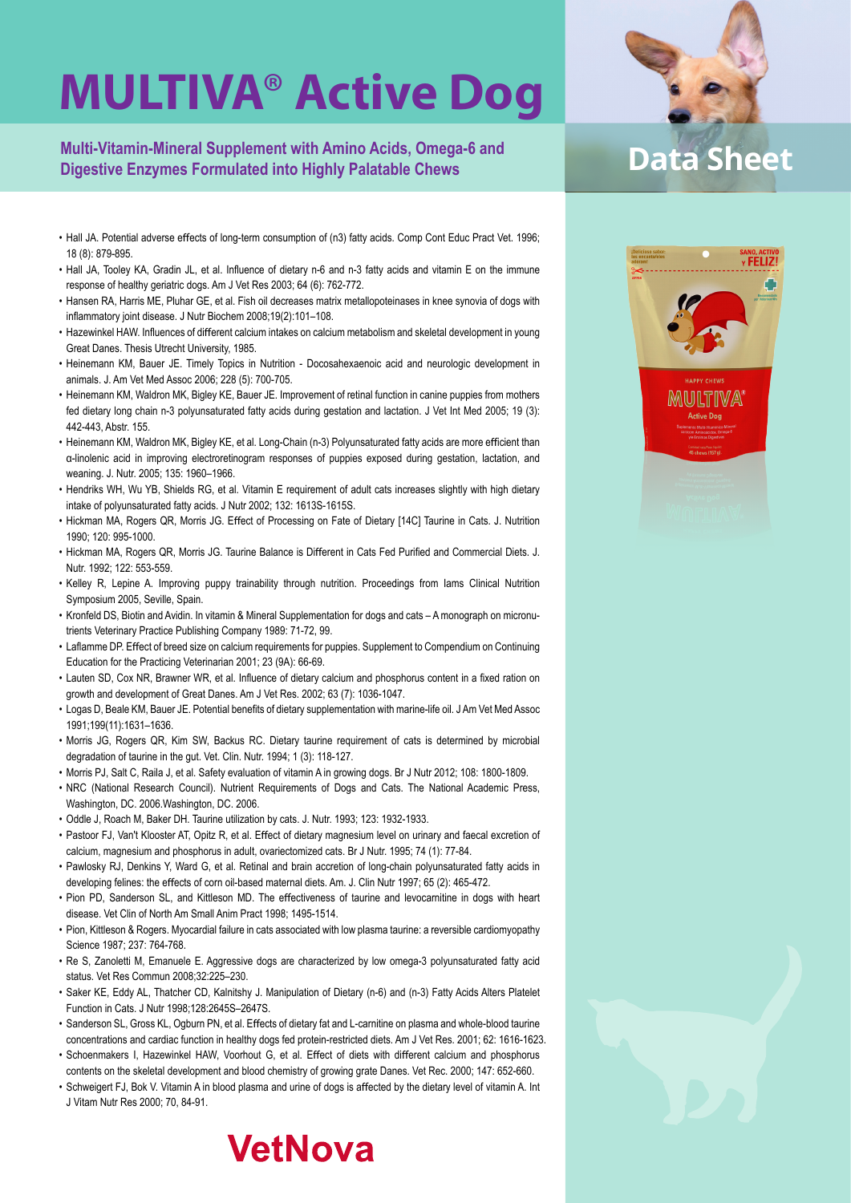# MULTIVA® Active Dog

**Multi-Vitamin-Mineral Supplement with Amino Acids, Omega-6 and Digestive Enzymes Formulated into Highly Palatable Chews**

**Data Sheet**

- Hall JA. Potential adverse effects of long-term consumption of (n3) fatty acids. Comp Cont Educ Pract Vet. 1996; 18 (8): 879-895.
- Hall JA, Tooley KA, Gradin JL, et al. Influence of dietary n-6 and n-3 fatty acids and vitamin E on the immune response of healthy geriatric dogs. Am J Vet Res 2003; 64 (6): 762-772.
- Hansen RA, Harris ME, Pluhar GE, et al. Fish oil decreases matrix metallopoteinases in knee synovia of dogs with inflammatory joint disease. J Nutr Biochem 2008;19(2):101–108.
- Hazewinkel HAW. Influences of different calcium intakes on calcium metabolism and skeletal development in young Great Danes. Thesis Utrecht University, 1985.
- Heinemann KM, Bauer JE. Timely Topics in Nutrition - Docosahexaenoic acid and neurologic development in animals. J. Am Vet Med Assoc 2006; 228 (5): 700-705.
- Heinemann KM, Waldron MK, Bigley KE, Bauer JE. Improvement of retinal function in canine puppies from mothers fed dietary long chain n-3 polyunsaturated fatty acids during gestation and lactation. J Vet Int Med 2005; 19 (3): 442-443, Abstr. 155.
- Heinemann KM, Waldron MK, Bigley KE, et al. Long-Chain (n-3) Polyunsaturated fatty acids are more efficient than α-linolenic acid in improving electroretinogram responses of puppies exposed during gestation, lactation, and weaning. J. Nutr. 2005; 135: 1960–1966.
- Hendriks WH, Wu YB, Shields RG, et al. Vitamin E requirement of adult cats increases slightly with high dietary intake of polyunsaturated fatty acids. J Nutr 2002; 132: 1613S-1615S.
- Hickman MA, Rogers QR, Morris JG. Effect of Processing on Fate of Dietary [14C] Taurine in Cats. J. Nutrition 1990; 120: 995-1000.
- Hickman MA, Rogers QR, Morris JG. Taurine Balance is Different in Cats Fed Purified and Commercial Diets. J. Nutr. 1992; 122: 553-559.
- Kelley R, Lepine A. Improving puppy trainability through nutrition. Proceedings from Iams Clinical Nutrition Symposium 2005, Seville, Spain.
- Kronfeld DS, Biotin and Avidin. In vitamin & Mineral Supplementation for dogs and cats – A monograph on micronutrients Veterinary Practice Publishing Company 1989: 71-72, 99.
- Laflamme DP. Effect of breed size on calcium requirements for puppies. Supplement to Compendium on Continuing Education for the Practicing Veterinarian 2001; 23 (9A): 66-69.
- Lauten SD, Cox NR, Brawner WR, et al. Influence of dietary calcium and phosphorus content in a fixed ration on growth and development of Great Danes. Am J Vet Res. 2002; 63 (7): 1036-1047.
- Logas D, Beale KM, Bauer JE. Potential benefits of dietary supplementation with marine-life oil. J Am Vet Med Assoc 1991;199(11):1631–1636.
- Morris JG, Rogers QR, Kim SW, Backus RC. Dietary taurine requirement of cats is determined by microbial degradation of taurine in the gut. Vet. Clin. Nutr. 1994; 1 (3): 118-127.
- Morris PJ, Salt C, Raila J, et al. Safety evaluation of vitamin A in growing dogs. Br J Nutr 2012; 108: 1800-1809.
- NRC (National Research Council). Nutrient Requirements of Dogs and Cats. The National Academic Press, Washington, DC. 2006.Washington, DC. 2006.
- Oddle J, Roach M, Baker DH. Taurine utilization by cats. J. Nutr. 1993; 123: 1932-1933.
- Pastoor FJ, Van't Klooster AT, Opitz R, et al. Effect of dietary magnesium level on urinary and faecal excretion of calcium, magnesium and phosphorus in adult, ovariectomized cats. Br J Nutr. 1995; 74 (1): 77-84.
- Pawlosky RJ, Denkins Y, Ward G, et al. Retinal and brain accretion of long-chain polyunsaturated fatty acids in developing felines: the effects of corn oil-based maternal diets. Am. J. Clin Nutr 1997; 65 (2): 465-472.
- Pion PD, Sanderson SL, and Kittleson MD. The effectiveness of taurine and levocarnitine in dogs with heart disease. Vet Clin of North Am Small Anim Pract 1998; 1495-1514.
- Pion, Kittleson & Rogers. Myocardial failure in cats associated with low plasma taurine: a reversible cardiomyopathy Science 1987; 237: 764-768.
- Re S, Zanoletti M, Emanuele E. Aggressive dogs are characterized by low omega-3 polyunsaturated fatty acid status. Vet Res Commun 2008;32:225–230.
- Saker KE, Eddy AL, Thatcher CD, Kalnitshy J. Manipulation of Dietary (n-6) and (n-3) Fatty Acids Alters Platelet Function in Cats. J Nutr 1998;128:2645S–2647S.
- Sanderson SL, Gross KL, Ogburn PN, et al. Effects of dietary fat and L-carnitine on plasma and whole-blood taurine concentrations and cardiac function in healthy dogs fed protein-restricted diets. Am J Vet Res. 2001; 62: 1616-1623.
- Schoenmakers I, Hazewinkel HAW, Voorhout G, et al. Effect of diets with different calcium and phosphorus contents on the skeletal development and blood chemistry of growing grate Danes. Vet Rec. 2000; 147: 652-660.
- Schweigert FJ, Bok V. Vitamin A in blood plasma and urine of dogs is affected by the dietary level of vitamin A. Int J Vitam Nutr Res 2000; 70, 84-91.

VetNova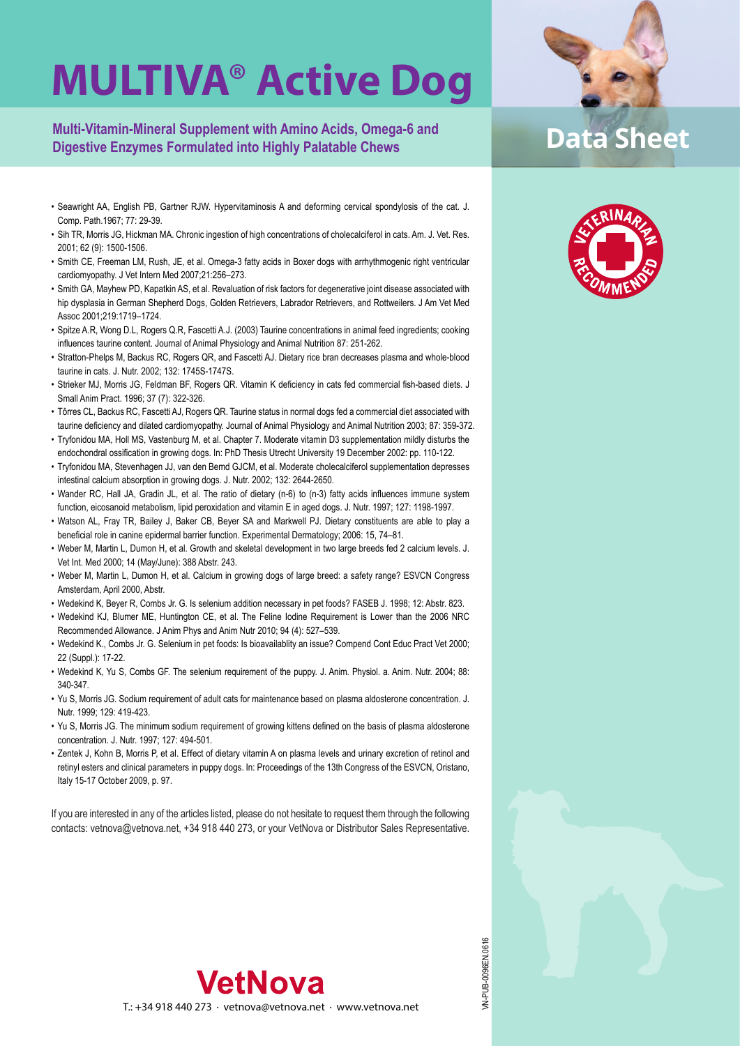# MULTIVA® Active Dog

**Multi-Vitamin-Mineral Supplement with Amino Acids, Omega-6 and Digestive Enzymes Formulated into Highly Palatable Chews**

## Data Sheet

- Seawright AA, English PB, Gartner RJW. Hypervitaminosis A and deforming cervical spondylosis of the cat. J. Comp. Path.1967; 77: 29-39.
- Sih TR, Morris JG, Hickman MA. Chronic ingestion of high concentrations of cholecalciferol in cats. Am. J. Vet. Res. 2001; 62 (9): 1500-1506.
- Smith CE, Freeman LM, Rush, JE, et al. Omega-3 fatty acids in Boxer dogs with arrhythmogenic right ventricular cardiomyopathy. J Vet Intern Med 2007;21:256–273.
- Smith GA, Mayhew PD, Kapatkin AS, et al. Revaluation of risk factors for degenerative joint disease associated with hip dysplasia in German Shepherd Dogs, Golden Retrievers, Labrador Retrievers, and Rottweilers. J Am Vet Med Assoc 2001;219:1719–1724.
- Spitze A.R, Wong D.L, Rogers Q.R, Fascetti A.J. (2003) Taurine concentrations in animal feed ingredients; cooking influences taurine content. Journal of Animal Physiology and Animal Nutrition 87: 251-262.
- Stratton-Phelps M, Backus RC, Rogers QR, and Fascetti AJ. Dietary rice bran decreases plasma and whole-blood taurine in cats. J. Nutr. 2002; 132: 1745S-1747S.
- Strieker MJ, Morris JG, Feldman BF, Rogers QR. Vitamin K deficiency in cats fed commercial fish-based diets. J Small Anim Pract. 1996; 37 (7): 322-326.
- Tôrres CL, Backus RC, Fascetti AJ, Rogers QR. Taurine status in normal dogs fed a commercial diet associated with taurine deficiency and dilated cardiomyopathy. Journal of Animal Physiology and Animal Nutrition 2003; 87: 359-372.
- Tryfonidou MA, Holl MS, Vastenburg M, et al. Chapter 7. Moderate vitamin D3 supplementation mildly disturbs the endochondral ossification in growing dogs. In: PhD Thesis Utrecht University 19 December 2002: pp. 110-122.
- Tryfonidou MA, Stevenhagen JJ, van den Bemd GJCM, et al. Moderate cholecalciferol supplementation depresses intestinal calcium absorption in growing dogs. J. Nutr. 2002; 132: 2644-2650.
- Wander RC, Hall JA, Gradin JL, et al. The ratio of dietary (n-6) to (n-3) fatty acids influences immune system function, eicosanoid metabolism, lipid peroxidation and vitamin E in aged dogs. J. Nutr. 1997; 127: 1198-1997.
- Watson AL, Fray TR, Bailey J, Baker CB, Beyer SA and Markwell PJ. Dietary constituents are able to play a beneficial role in canine epidermal barrier function. Experimental Dermatology; 2006: 15, 74–81.
- Weber M, Martin L, Dumon H, et al. Growth and skeletal development in two large breeds fed 2 calcium levels. J. Vet Int. Med 2000; 14 (May/June): 388 Abstr. 243.
- Weber M, Martin L, Dumon H, et al. Calcium in growing dogs of large breed: a safety range? ESVCN Congress Amsterdam, April 2000, Abstr.
- Wedekind K, Beyer R, Combs Jr. G. Is selenium addition necessary in pet foods? FASEB J. 1998; 12: Abstr. 823.
- Wedekind KJ, Blumer ME, Huntington CE, et al. The Feline Iodine Requirement is Lower than the 2006 NRC Recommended Allowance. J Anim Phys and Anim Nutr 2010; 94 (4): 527–539.
- Wedekind K., Combs Jr. G. Selenium in pet foods: Is bioavailablity an issue? Compend Cont Educ Pract Vet 2000; 22 (Suppl.): 17-22.
- Wedekind K, Yu S, Combs GF. The selenium requirement of the puppy. J. Anim. Physiol. a. Anim. Nutr. 2004; 88: 340-347.
- Yu S, Morris JG. Sodium requirement of adult cats for maintenance based on plasma aldosterone concentration. J. Nutr. 1999; 129: 419-423.
- Yu S, Morris JG. The minimum sodium requirement of growing kittens defined on the basis of plasma aldosterone concentration. J. Nutr. 1997; 127: 494-501.
- Zentek J, Kohn B, Morris P, et al. Effect of dietary vitamin A on plasma levels and urinary excretion of retinol and retinyl esters and clinical parameters in puppy dogs. In: Proceedings of the 13th Congress of the ESVCN, Oristano, Italy 15-17 October 2009, p. 97.

If you are interested in any of the articles listed, please do not hesitate to request them through the following contacts: vetnova@vetnova.net, +34 918 440 273, or your VetNova or Distributor Sales Representative.

**VetNova**

T.: +34 918 440 273 · vetnova@vetnova.net · www.vetnova.net

VN-PUB-0096EN.0616